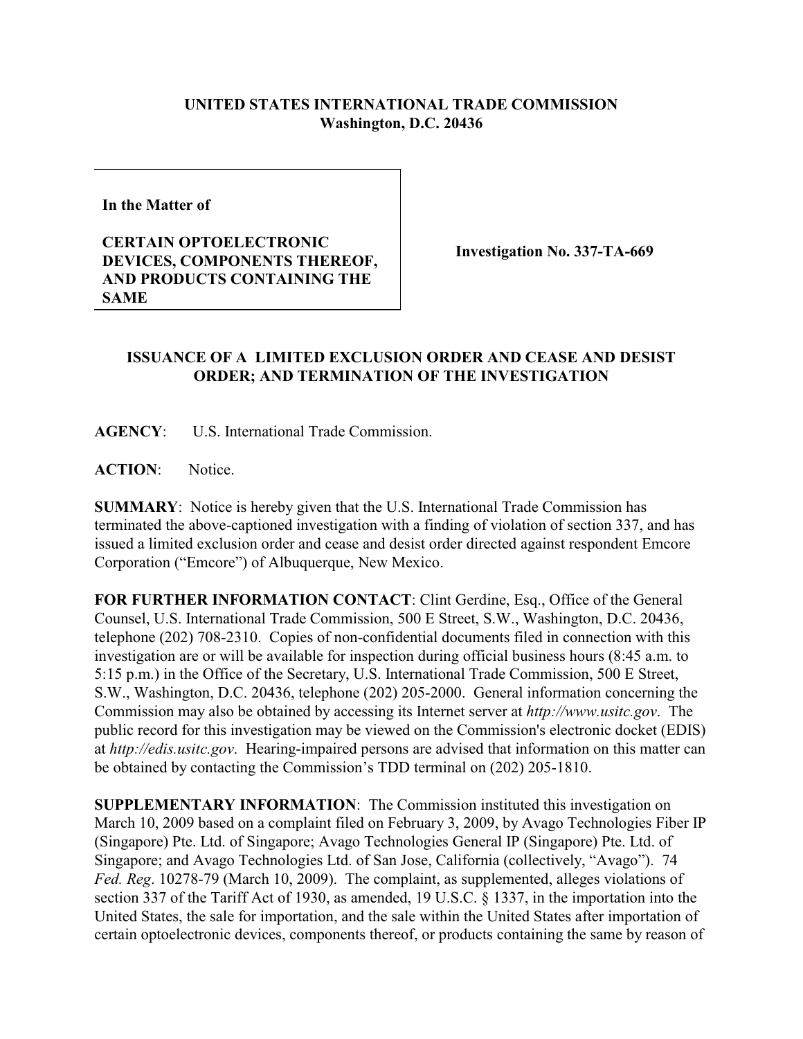**UNITED STATES INTERNATIONAL TRADE COMMISSION**
**Washington, D.C. 20436**

**In the Matter of**

**CERTAIN OPTOELECTRONIC DEVICES, COMPONENTS THEREOF, AND PRODUCTS CONTAINING THE SAME**

**Investigation No. 337-TA-669**

## ISSUANCE OF A LIMITED EXCLUSION ORDER AND CEASE AND DESIST ORDER; AND TERMINATION OF THE INVESTIGATION

**AGENCY**: U.S. International Trade Commission.

**ACTION**: Notice.

**SUMMARY**: Notice is hereby given that the U.S. International Trade Commission has terminated the above-captioned investigation with a finding of violation of section 337, and has issued a limited exclusion order and cease and desist order directed against respondent Emcore Corporation ("Emcore") of Albuquerque, New Mexico.

**FOR FURTHER INFORMATION CONTACT**: Clint Gerdine, Esq., Office of the General Counsel, U.S. International Trade Commission, 500 E Street, S.W., Washington, D.C. 20436, telephone (202) 708-2310. Copies of non-confidential documents filed in connection with this investigation are or will be available for inspection during official business hours (8:45 a.m. to 5:15 p.m.) in the Office of the Secretary, U.S. International Trade Commission, 500 E Street, S.W., Washington, D.C. 20436, telephone (202) 205-2000. General information concerning the Commission may also be obtained by accessing its Internet server at *http://www.usitc.gov*. The public record for this investigation may be viewed on the Commission's electronic docket (EDIS) at *http://edis.usitc.gov*. Hearing-impaired persons are advised that information on this matter can be obtained by contacting the Commission's TDD terminal on (202) 205-1810.

**SUPPLEMENTARY INFORMATION**: The Commission instituted this investigation on March 10, 2009 based on a complaint filed on February 3, 2009, by Avago Technologies Fiber IP (Singapore) Pte. Ltd. of Singapore; Avago Technologies General IP (Singapore) Pte. Ltd. of Singapore; and Avago Technologies Ltd. of San Jose, California (collectively, "Avago"). 74 *Fed. Reg*. 10278-79 (March 10, 2009). The complaint, as supplemented, alleges violations of section 337 of the Tariff Act of 1930, as amended, 19 U.S.C. § 1337, in the importation into the United States, the sale for importation, and the sale within the United States after importation of certain optoelectronic devices, components thereof, or products containing the same by reason of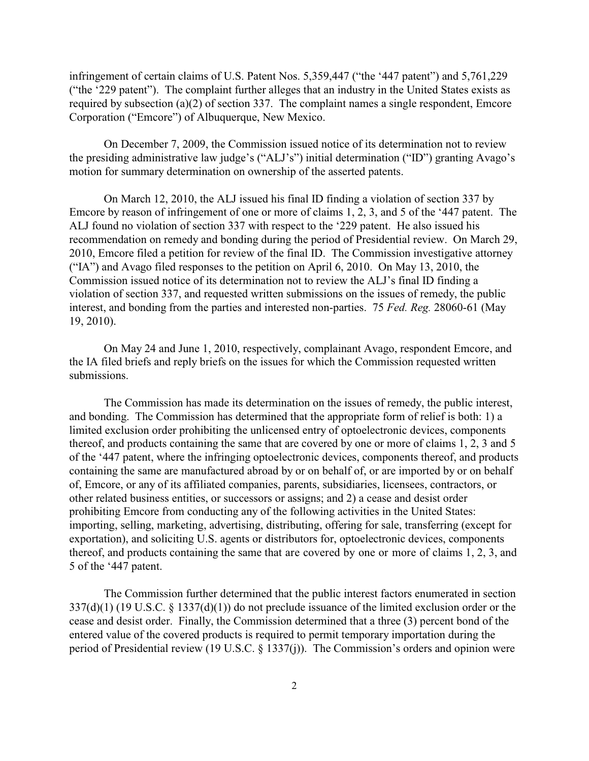infringement of certain claims of U.S. Patent Nos. 5,359,447 ("the '447 patent") and 5,761,229 ("the '229 patent"). The complaint further alleges that an industry in the United States exists as required by subsection (a)(2) of section 337. The complaint names a single respondent, Emcore Corporation ("Emcore") of Albuquerque, New Mexico.

On December 7, 2009, the Commission issued notice of its determination not to review the presiding administrative law judge's ("ALJ's") initial determination ("ID") granting Avago's motion for summary determination on ownership of the asserted patents.

On March 12, 2010, the ALJ issued his final ID finding a violation of section 337 by Emcore by reason of infringement of one or more of claims 1, 2, 3, and 5 of the '447 patent. The ALJ found no violation of section 337 with respect to the '229 patent. He also issued his recommendation on remedy and bonding during the period of Presidential review. On March 29, 2010, Emcore filed a petition for review of the final ID. The Commission investigative attorney ("IA") and Avago filed responses to the petition on April 6, 2010. On May 13, 2010, the Commission issued notice of its determination not to review the ALJ's final ID finding a violation of section 337, and requested written submissions on the issues of remedy, the public interest, and bonding from the parties and interested non-parties. 75 *Fed. Reg.* 28060-61 (May 19, 2010).

On May 24 and June 1, 2010, respectively, complainant Avago, respondent Emcore, and the IA filed briefs and reply briefs on the issues for which the Commission requested written submissions.

The Commission has made its determination on the issues of remedy, the public interest, and bonding. The Commission has determined that the appropriate form of relief is both: 1) a limited exclusion order prohibiting the unlicensed entry of optoelectronic devices, components thereof, and products containing the same that are covered by one or more of claims 1, 2, 3 and 5 of the '447 patent, where the infringing optoelectronic devices, components thereof, and products containing the same are manufactured abroad by or on behalf of, or are imported by or on behalf of, Emcore, or any of its affiliated companies, parents, subsidiaries, licensees, contractors, or other related business entities, or successors or assigns; and 2) a cease and desist order prohibiting Emcore from conducting any of the following activities in the United States: importing, selling, marketing, advertising, distributing, offering for sale, transferring (except for exportation), and soliciting U.S. agents or distributors for, optoelectronic devices, components thereof, and products containing the same that are covered by one or more of claims 1, 2, 3, and 5 of the '447 patent.

The Commission further determined that the public interest factors enumerated in section 337(d)(1) (19 U.S.C. § 1337(d)(1)) do not preclude issuance of the limited exclusion order or the cease and desist order. Finally, the Commission determined that a three (3) percent bond of the entered value of the covered products is required to permit temporary importation during the period of Presidential review (19 U.S.C. § 1337(j)). The Commission's orders and opinion were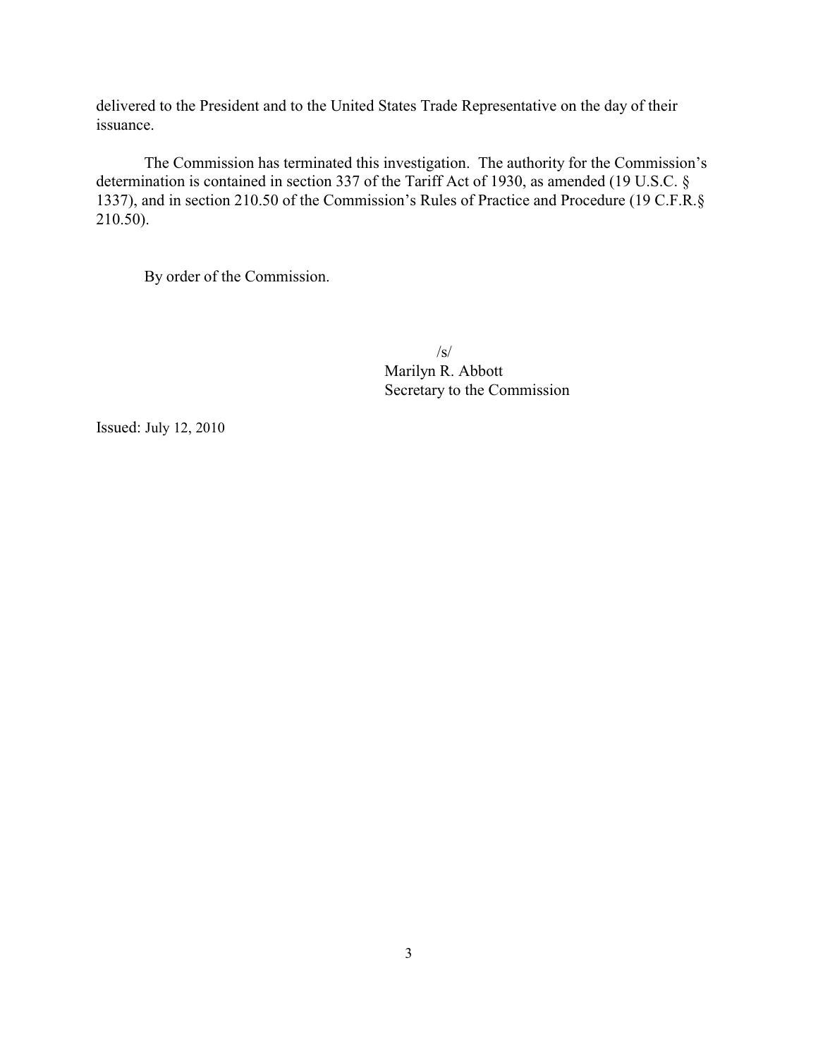delivered to the President and to the United States Trade Representative on the day of their issuance.

The Commission has terminated this investigation. The authority for the Commission's determination is contained in section 337 of the Tariff Act of 1930, as amended (19 U.S.C. § 1337), and in section 210.50 of the Commission's Rules of Practice and Procedure (19 C.F.R.§ 210.50).

By order of the Commission.

/s/
Marilyn R. Abbott
Secretary to the Commission

Issued: July 12, 2010